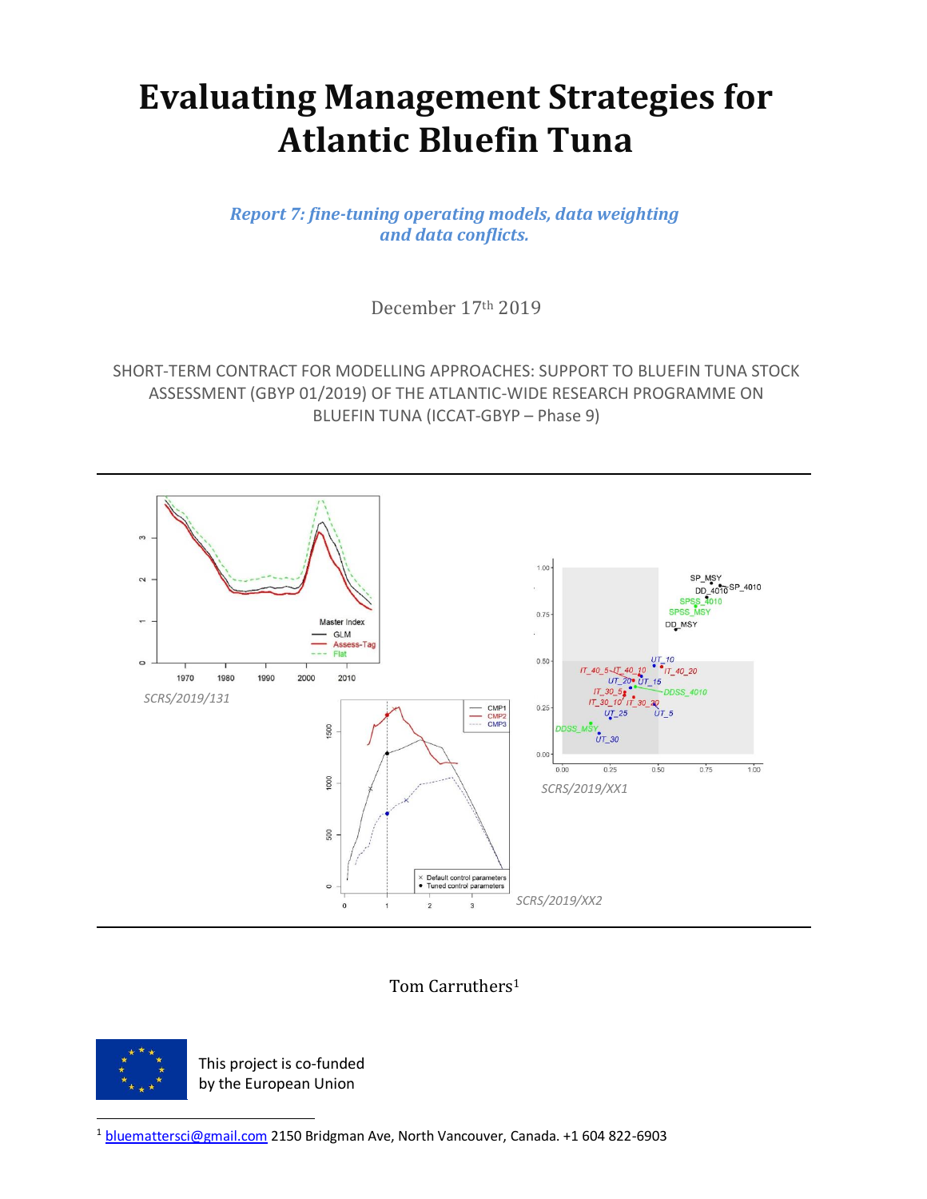# Evaluating Management Strategies for Atlantic Bluefin Tuna

*Report 7: fine-tuning operating models, data weighting and data conflicts.*

December 17th 2019

SHORT-TERM CONTRACT FOR MODELLING APPROACHES: SUPPORT TO BLUEFIN TUNA STOCK ASSESSMENT (GBYP 01/2019) OF THE ATLANTIC-WIDE RESEARCH PROGRAMME ON BLUEFIN TUNA (ICCAT-GBYP – Phase 9)

SCRS/2019/131

SCRS/2019/XX1

SCRS/2019/XX2

Tom Carruthers[1]

This project is co-funded by the European Union

[1] bluemattersci@gmail.com 2150 Bridgman Ave, North Vancouver, Canada. +1 604 822-6903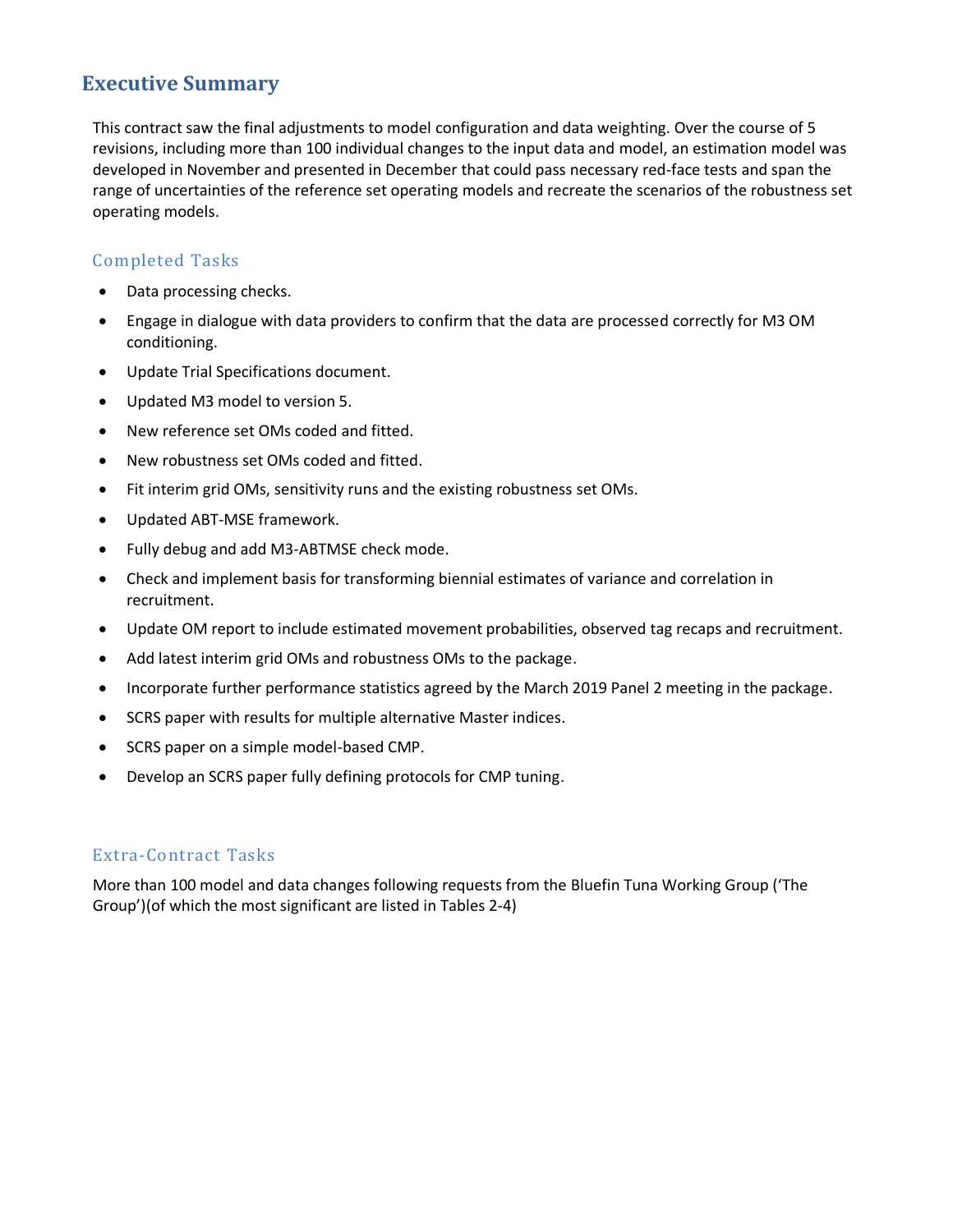## Executive Summary

This contract saw the final adjustments to model configuration and data weighting. Over the course of 5 revisions, including more than 100 individual changes to the input data and model, an estimation model was developed in November and presented in December that could pass necessary red-face tests and span the range of uncertainties of the reference set operating models and recreate the scenarios of the robustness set operating models.

### Completed Tasks

- Data processing checks.
- Engage in dialogue with data providers to confirm that the data are processed correctly for M3 OM conditioning.
- Update Trial Specifications document.
- Updated M3 model to version 5.
- New reference set OMs coded and fitted.
- New robustness set OMs coded and fitted.
- Fit interim grid OMs, sensitivity runs and the existing robustness set OMs.
- Updated ABT-MSE framework.
- Fully debug and add M3-ABTMSE check mode.
- Check and implement basis for transforming biennial estimates of variance and correlation in recruitment.
- Update OM report to include estimated movement probabilities, observed tag recaps and recruitment.
- Add latest interim grid OMs and robustness OMs to the package.
- Incorporate further performance statistics agreed by the March 2019 Panel 2 meeting in the package.
- SCRS paper with results for multiple alternative Master indices.
- SCRS paper on a simple model-based CMP.
- Develop an SCRS paper fully defining protocols for CMP tuning.

### Extra-Contract Tasks

More than 100 model and data changes following requests from the Bluefin Tuna Working Group ('The Group')(of which the most significant are listed in Tables 2-4)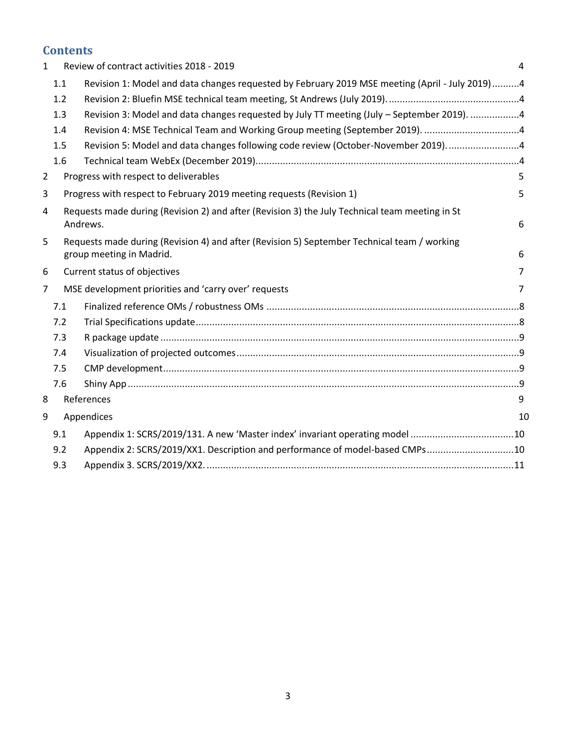## Contents

1 Review of contract activities 2018 - 2019 ... 4
  - 1.1 Revision 1: Model and data changes requested by February 2019 MSE meeting (April - July 2019) ... 4
  - 1.2 Revision 2: Bluefin MSE technical team meeting, St Andrews (July 2019). ... 4
  - 1.3 Revision 3: Model and data changes requested by July TT meeting (July – September 2019). ... 4
  - 1.4 Revision 4: MSE Technical Team and Working Group meeting (September 2019). ... 4
  - 1.5 Revision 5: Model and data changes following code review (October-November 2019). ... 4
  - 1.6 Technical team WebEx (December 2019). ... 4

2 Progress with respect to deliverables ... 5

3 Progress with respect to February 2019 meeting requests (Revision 1) ... 5

4 Requests made during (Revision 2) and after (Revision 3) the July Technical team meeting in St Andrews. ... 6

5 Requests made during (Revision 4) and after (Revision 5) September Technical team / working group meeting in Madrid. ... 6

6 Current status of objectives ... 7

7 MSE development priorities and 'carry over' requests ... 7
  - 7.1 Finalized reference OMs / robustness OMs ... 8
  - 7.2 Trial Specifications update ... 8
  - 7.3 R package update ... 9
  - 7.4 Visualization of projected outcomes ... 9
  - 7.5 CMP development ... 9
  - 7.6 Shiny App ... 9

8 References ... 9

9 Appendices ... 10
  - 9.1 Appendix 1: SCRS/2019/131. A new 'Master index' invariant operating model ... 10
  - 9.2 Appendix 2: SCRS/2019/XX1. Description and performance of model-based CMPs ... 10
  - 9.3 Appendix 3. SCRS/2019/XX2. ... 11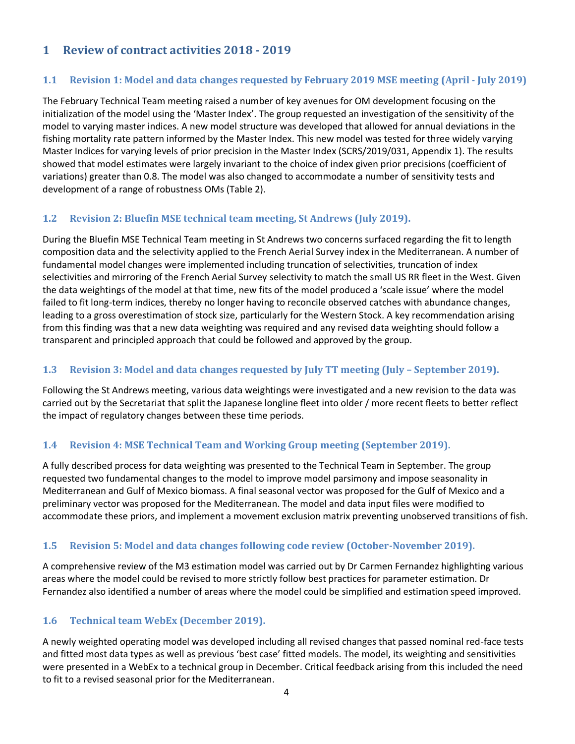# 1 Review of contract activities 2018 - 2019

## 1.1 Revision 1: Model and data changes requested by February 2019 MSE meeting (April - July 2019)

The February Technical Team meeting raised a number of key avenues for OM development focusing on the initialization of the model using the 'Master Index'. The group requested an investigation of the sensitivity of the model to varying master indices. A new model structure was developed that allowed for annual deviations in the fishing mortality rate pattern informed by the Master Index. This new model was tested for three widely varying Master Indices for varying levels of prior precision in the Master Index (SCRS/2019/031, Appendix 1). The results showed that model estimates were largely invariant to the choice of index given prior precisions (coefficient of variations) greater than 0.8. The model was also changed to accommodate a number of sensitivity tests and development of a range of robustness OMs (Table 2).

## 1.2 Revision 2: Bluefin MSE technical team meeting, St Andrews (July 2019).

During the Bluefin MSE Technical Team meeting in St Andrews two concerns surfaced regarding the fit to length composition data and the selectivity applied to the French Aerial Survey index in the Mediterranean. A number of fundamental model changes were implemented including truncation of selectivities, truncation of index selectivities and mirroring of the French Aerial Survey selectivity to match the small US RR fleet in the West. Given the data weightings of the model at that time, new fits of the model produced a 'scale issue' where the model failed to fit long-term indices, thereby no longer having to reconcile observed catches with abundance changes, leading to a gross overestimation of stock size, particularly for the Western Stock. A key recommendation arising from this finding was that a new data weighting was required and any revised data weighting should follow a transparent and principled approach that could be followed and approved by the group.

## 1.3 Revision 3: Model and data changes requested by July TT meeting (July – September 2019).

Following the St Andrews meeting, various data weightings were investigated and a new revision to the data was carried out by the Secretariat that split the Japanese longline fleet into older / more recent fleets to better reflect the impact of regulatory changes between these time periods.

## 1.4 Revision 4: MSE Technical Team and Working Group meeting (September 2019).

A fully described process for data weighting was presented to the Technical Team in September. The group requested two fundamental changes to the model to improve model parsimony and impose seasonality in Mediterranean and Gulf of Mexico biomass. A final seasonal vector was proposed for the Gulf of Mexico and a preliminary vector was proposed for the Mediterranean. The model and data input files were modified to accommodate these priors, and implement a movement exclusion matrix preventing unobserved transitions of fish.

## 1.5 Revision 5: Model and data changes following code review (October-November 2019).

A comprehensive review of the M3 estimation model was carried out by Dr Carmen Fernandez highlighting various areas where the model could be revised to more strictly follow best practices for parameter estimation. Dr Fernandez also identified a number of areas where the model could be simplified and estimation speed improved.

## 1.6 Technical team WebEx (December 2019).

A newly weighted operating model was developed including all revised changes that passed nominal red-face tests and fitted most data types as well as previous 'best case' fitted models. The model, its weighting and sensitivities were presented in a WebEx to a technical group in December. Critical feedback arising from this included the need to fit to a revised seasonal prior for the Mediterranean.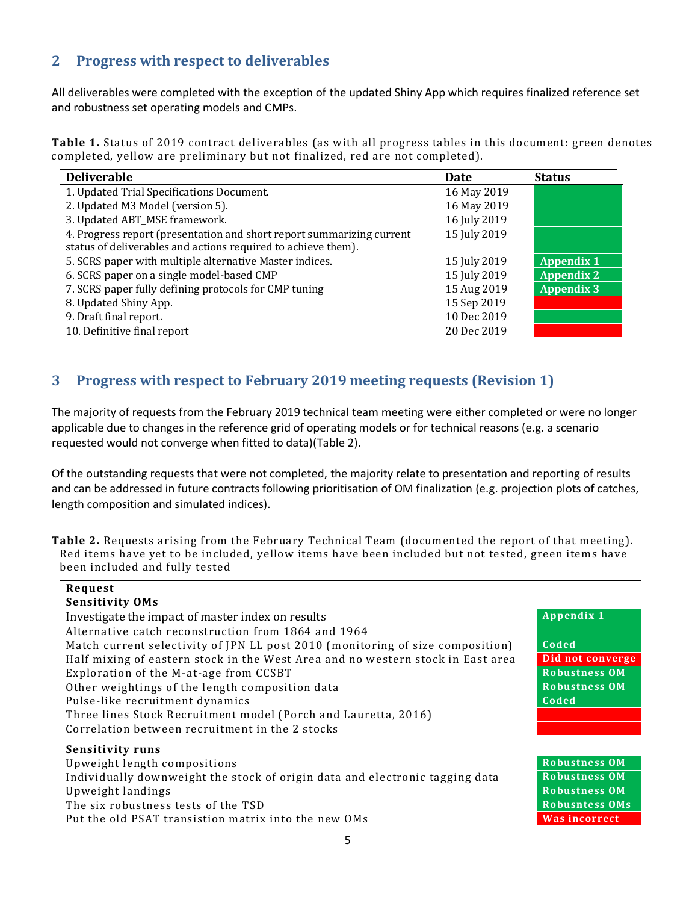## 2 Progress with respect to deliverables

All deliverables were completed with the exception of the updated Shiny App which requires finalized reference set and robustness set operating models and CMPs.

**Table 1.** Status of 2019 contract deliverables (as with all progress tables in this document: green denotes completed, yellow are preliminary but not finalized, red are not completed).

| Deliverable | Date | Status |
|---|---|---|
| 1. Updated Trial Specifications Document. | 16 May 2019 | |
| 2. Updated M3 Model (version 5). | 16 May 2019 | |
| 3. Updated ABT_MSE framework. | 16 July 2019 | |
| 4. Progress report (presentation and short report summarizing current status of deliverables and actions required to achieve them). | 15 July 2019 | |
| 5. SCRS paper with multiple alternative Master indices. | 15 July 2019 | Appendix 1 |
| 6. SCRS paper on a single model-based CMP | 15 July 2019 | Appendix 2 |
| 7. SCRS paper fully defining protocols for CMP tuning | 15 Aug 2019 | Appendix 3 |
| 8. Updated Shiny App. | 15 Sep 2019 | |
| 9. Draft final report. | 10 Dec 2019 | |
| 10. Definitive final report | 20 Dec 2019 | |

## 3 Progress with respect to February 2019 meeting requests (Revision 1)

The majority of requests from the February 2019 technical team meeting were either completed or were no longer applicable due to changes in the reference grid of operating models or for technical reasons (e.g. a scenario requested would not converge when fitted to data)(Table 2).

Of the outstanding requests that were not completed, the majority relate to presentation and reporting of results and can be addressed in future contracts following prioritisation of OM finalization (e.g. projection plots of catches, length composition and simulated indices).

**Table 2.** Requests arising from the February Technical Team (documented the report of that meeting). Red items have yet to be included, yellow items have been included but not tested, green items have been included and fully tested

| Request | |
|---|---|
| **Sensitivity OMs** | |
| Investigate the impact of master index on results | Appendix 1 |
| Alternative catch reconstruction from 1864 and 1964 | |
| Match current selectivity of JPN LL post 2010 (monitoring of size composition) | Coded |
| Half mixing of eastern stock in the West Area and no western stock in East area | Did not converge |
| Exploration of the M-at-age from CCSBT | Robustness OM |
| Other weightings of the length composition data | Robustness OM |
| Pulse-like recruitment dynamics | Coded |
| Three lines Stock Recruitment model (Porch and Lauretta, 2016) | |
| Correlation between recruitment in the 2 stocks | |
| **Sensitivity runs** | |
| Upweight length compositions | Robustness OM |
| Individually downweight the stock of origin data and electronic tagging data | Robustness OM |
| Upweight landings | Robustness OM |
| The six robustness tests of the TSD | Robusntess OMs |
| Put the old PSAT transistion matrix into the new OMs | Was incorrect |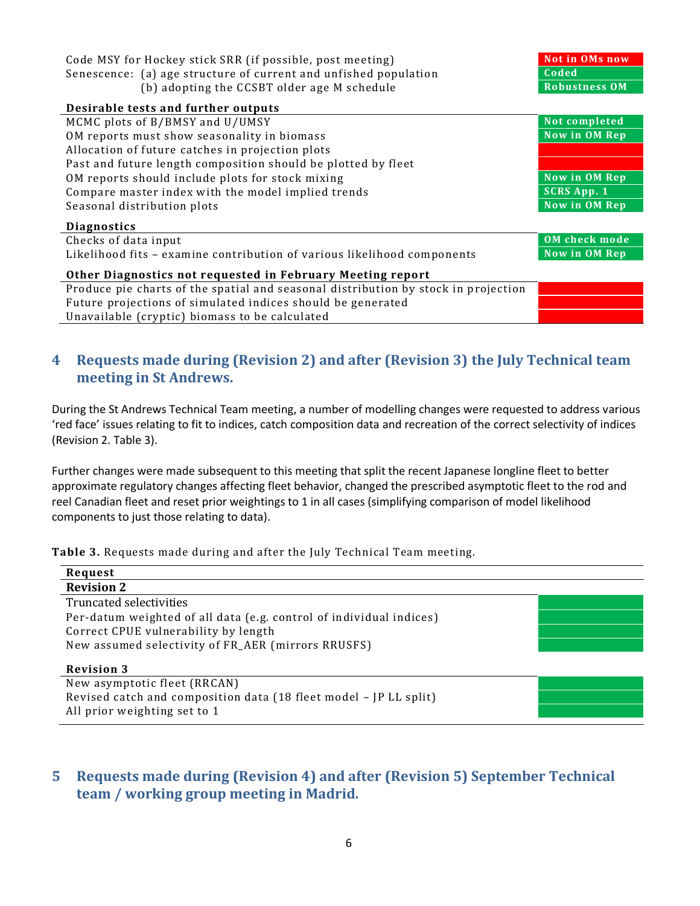| | |
|---|---|
| Code MSY for Hockey stick SRR (if possible, post meeting) | Not in OMs now |
| Senescence: (a) age structure of current and unfished population | Coded |
| (b) adopting the CCSBT older age M schedule | Robustness OM |
| **Desirable tests and further outputs** | |
| MCMC plots of B/BMSY and U/UMSY | Not completed |
| OM reports must show seasonality in biomass | Now in OM Rep |
| Allocation of future catches in projection plots | |
| Past and future length composition should be plotted by fleet | |
| OM reports should include plots for stock mixing | Now in OM Rep |
| Compare master index with the model implied trends | SCRS App. 1 |
| Seasonal distribution plots | Now in OM Rep |
| **Diagnostics** | |
| Checks of data input | OM check mode |
| Likelihood fits – examine contribution of various likelihood components | Now in OM Rep |
| **Other Diagnostics not requested in February Meeting report** | |
| Produce pie charts of the spatial and seasonal distribution by stock in projection | |
| Future projections of simulated indices should be generated | |
| Unavailable (cryptic) biomass to be calculated | |

## 4 Requests made during (Revision 2) and after (Revision 3) the July Technical team meeting in St Andrews.

During the St Andrews Technical Team meeting, a number of modelling changes were requested to address various 'red face' issues relating to fit to indices, catch composition data and recreation of the correct selectivity of indices (Revision 2. Table 3).

Further changes were made subsequent to this meeting that split the recent Japanese longline fleet to better approximate regulatory changes affecting fleet behavior, changed the prescribed asymptotic fleet to the rod and reel Canadian fleet and reset prior weightings to 1 in all cases (simplifying comparison of model likelihood components to just those relating to data).

**Table 3.** Requests made during and after the July Technical Team meeting.

| Request | |
|---|---|
| **Revision 2** | |
| Truncated selectivities | |
| Per-datum weighted of all data (e.g. control of individual indices) | |
| Correct CPUE vulnerability by length | |
| New assumed selectivity of FR_AER (mirrors RRUSFS) | |
| **Revision 3** | |
| New asymptotic fleet (RRCAN) | |
| Revised catch and composition data (18 fleet model – JP LL split) | |
| All prior weighting set to 1 | |

## 5 Requests made during (Revision 4) and after (Revision 5) September Technical team / working group meeting in Madrid.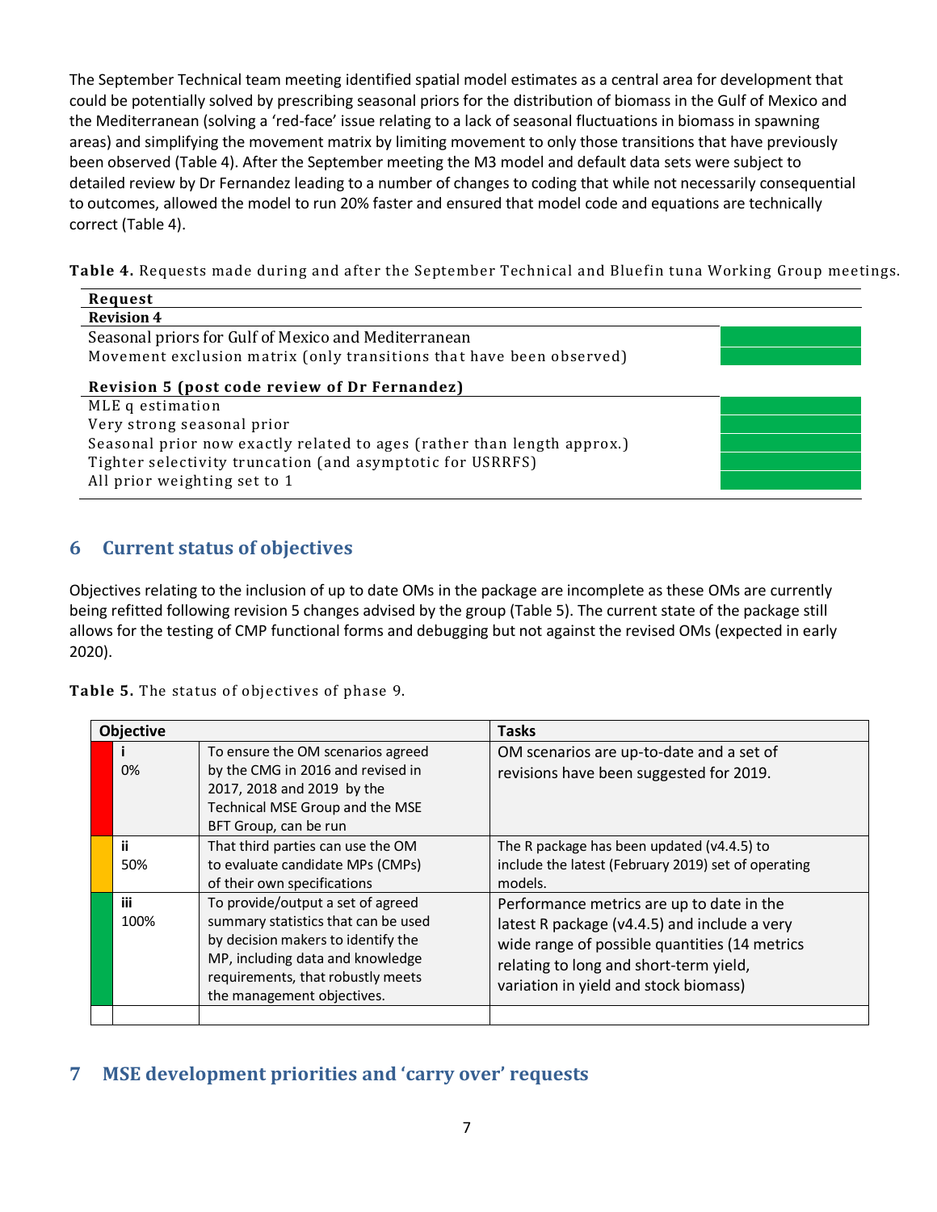The September Technical team meeting identified spatial model estimates as a central area for development that could be potentially solved by prescribing seasonal priors for the distribution of biomass in the Gulf of Mexico and the Mediterranean (solving a 'red-face' issue relating to a lack of seasonal fluctuations in biomass in spawning areas) and simplifying the movement matrix by limiting movement to only those transitions that have previously been observed (Table 4). After the September meeting the M3 model and default data sets were subject to detailed review by Dr Fernandez leading to a number of changes to coding that while not necessarily consequential to outcomes, allowed the model to run 20% faster and ensured that model code and equations are technically correct (Table 4).

**Table 4.** Requests made during and after the September Technical and Bluefin tuna Working Group meetings.

| Request | |
|---|---|
| **Revision 4** | |
| Seasonal priors for Gulf of Mexico and Mediterranean | |
| Movement exclusion matrix (only transitions that have been observed) | |
| **Revision 5 (post code review of Dr Fernandez)** | |
| MLE q estimation | |
| Very strong seasonal prior | |
| Seasonal prior now exactly related to ages (rather than length approx.) | |
| Tighter selectivity truncation (and asymptotic for USRRFS) | |
| All prior weighting set to 1 | |

## 6 Current status of objectives

Objectives relating to the inclusion of up to date OMs in the package are incomplete as these OMs are currently being refitted following revision 5 changes advised by the group (Table 5). The current state of the package still allows for the testing of CMP functional forms and debugging but not against the revised OMs (expected in early 2020).

**Table 5.** The status of objectives of phase 9.

| Objective | | | Tasks |
|---|---|---|---|
| | i<br>0% | To ensure the OM scenarios agreed by the CMG in 2016 and revised in 2017, 2018 and 2019 by the Technical MSE Group and the MSE BFT Group, can be run | OM scenarios are up-to-date and a set of revisions have been suggested for 2019. |
| | ii<br>50% | That third parties can use the OM to evaluate candidate MPs (CMPs) of their own specifications | The R package has been updated (v4.4.5) to include the latest (February 2019) set of operating models. |
| | iii<br>100% | To provide/output a set of agreed summary statistics that can be used by decision makers to identify the MP, including data and knowledge requirements, that robustly meets the management objectives. | Performance metrics are up to date in the latest R package (v4.4.5) and include a very wide range of possible quantities (14 metrics relating to long and short-term yield, variation in yield and stock biomass) |
| | | | |

## 7 MSE development priorities and 'carry over' requests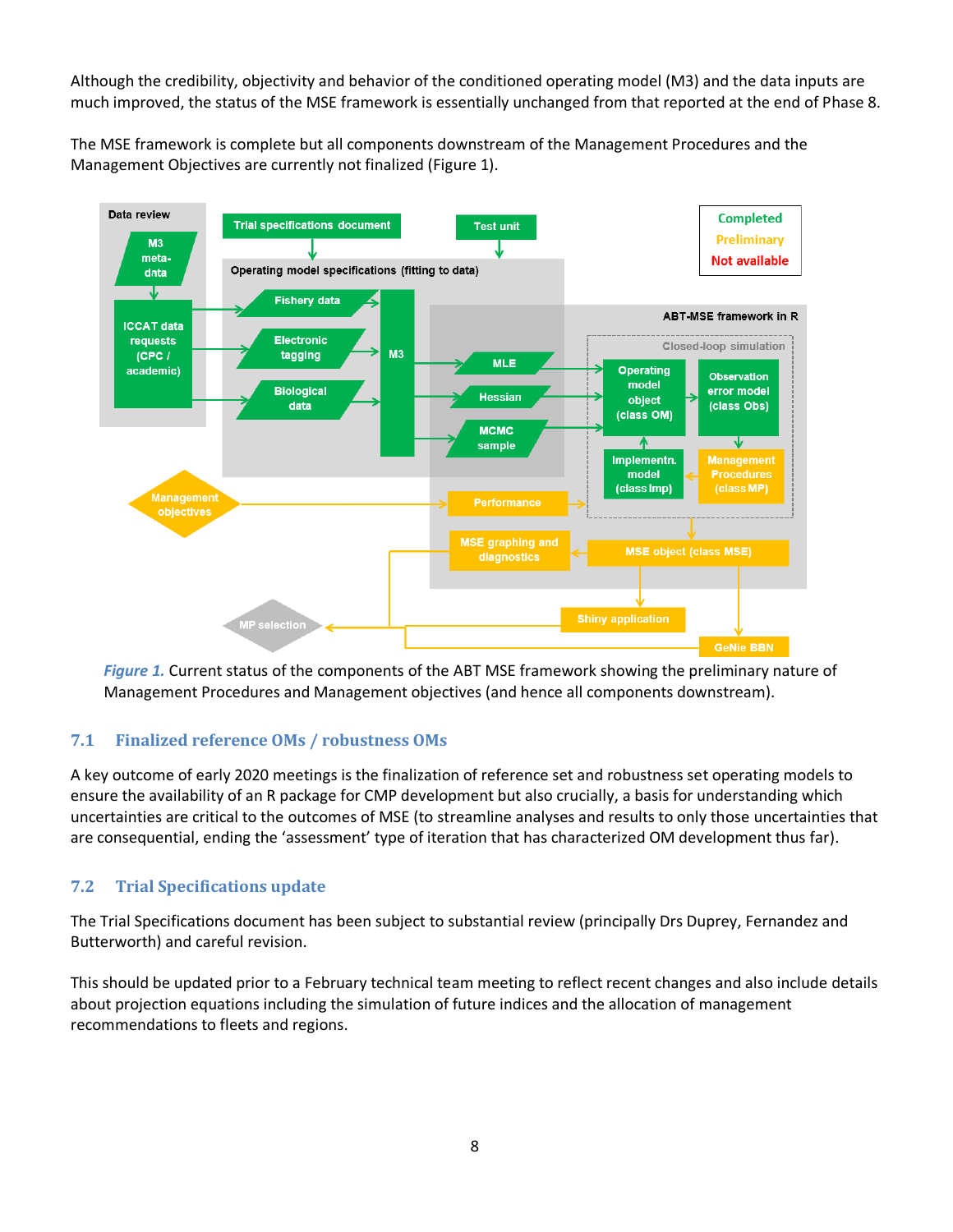Although the credibility, objectivity and behavior of the conditioned operating model (M3) and the data inputs are much improved, the status of the MSE framework is essentially unchanged from that reported at the end of Phase 8.

The MSE framework is complete but all components downstream of the Management Procedures and the Management Objectives are currently not finalized (Figure 1).

*Figure 1.* Current status of the components of the ABT MSE framework showing the preliminary nature of Management Procedures and Management objectives (and hence all components downstream).

### 7.1 Finalized reference OMs / robustness OMs

A key outcome of early 2020 meetings is the finalization of reference set and robustness set operating models to ensure the availability of an R package for CMP development but also crucially, a basis for understanding which uncertainties are critical to the outcomes of MSE (to streamline analyses and results to only those uncertainties that are consequential, ending the 'assessment' type of iteration that has characterized OM development thus far).

### 7.2 Trial Specifications update

The Trial Specifications document has been subject to substantial review (principally Drs Duprey, Fernandez and Butterworth) and careful revision.

This should be updated prior to a February technical team meeting to reflect recent changes and also include details about projection equations including the simulation of future indices and the allocation of management recommendations to fleets and regions.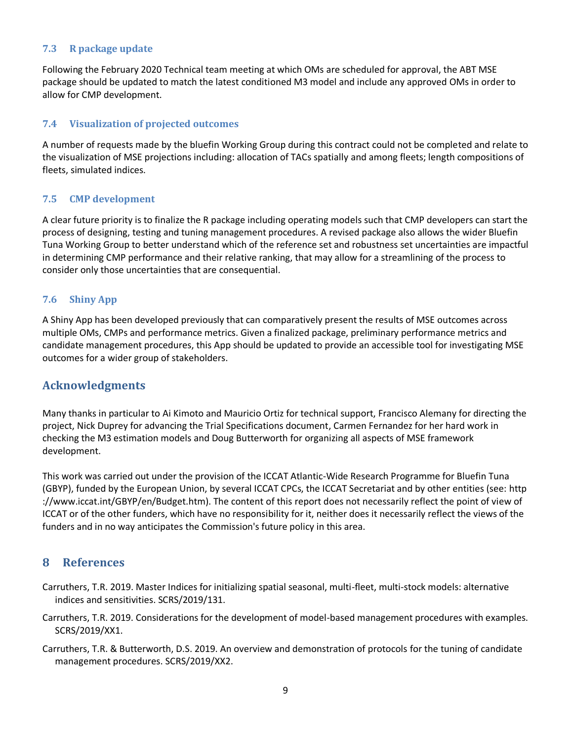### 7.3 R package update

Following the February 2020 Technical team meeting at which OMs are scheduled for approval, the ABT MSE package should be updated to match the latest conditioned M3 model and include any approved OMs in order to allow for CMP development.

### 7.4 Visualization of projected outcomes

A number of requests made by the bluefin Working Group during this contract could not be completed and relate to the visualization of MSE projections including: allocation of TACs spatially and among fleets; length compositions of fleets, simulated indices.

### 7.5 CMP development

A clear future priority is to finalize the R package including operating models such that CMP developers can start the process of designing, testing and tuning management procedures. A revised package also allows the wider Bluefin Tuna Working Group to better understand which of the reference set and robustness set uncertainties are impactful in determining CMP performance and their relative ranking, that may allow for a streamlining of the process to consider only those uncertainties that are consequential.

### 7.6 Shiny App

A Shiny App has been developed previously that can comparatively present the results of MSE outcomes across multiple OMs, CMPs and performance metrics. Given a finalized package, preliminary performance metrics and candidate management procedures, this App should be updated to provide an accessible tool for investigating MSE outcomes for a wider group of stakeholders.

## Acknowledgments

Many thanks in particular to Ai Kimoto and Mauricio Ortiz for technical support, Francisco Alemany for directing the project, Nick Duprey for advancing the Trial Specifications document, Carmen Fernandez for her hard work in checking the M3 estimation models and Doug Butterworth for organizing all aspects of MSE framework development.

This work was carried out under the provision of the ICCAT Atlantic-Wide Research Programme for Bluefin Tuna (GBYP), funded by the European Union, by several ICCAT CPCs, the ICCAT Secretariat and by other entities (see: http ://www.iccat.int/GBYP/en/Budget.htm). The content of this report does not necessarily reflect the point of view of ICCAT or of the other funders, which have no responsibility for it, neither does it necessarily reflect the views of the funders and in no way anticipates the Commission's future policy in this area.

## 8 References

Carruthers, T.R. 2019. Master Indices for initializing spatial seasonal, multi-fleet, multi-stock models: alternative indices and sensitivities. SCRS/2019/131.

Carruthers, T.R. 2019. Considerations for the development of model-based management procedures with examples. SCRS/2019/XX1.

Carruthers, T.R. & Butterworth, D.S. 2019. An overview and demonstration of protocols for the tuning of candidate management procedures. SCRS/2019/XX2.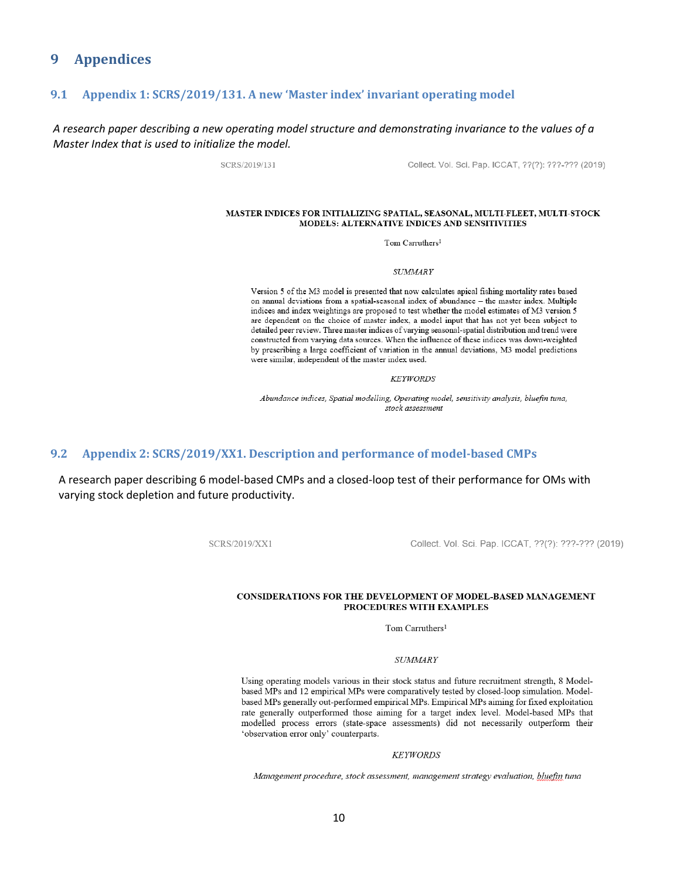# 9 Appendices

## 9.1 Appendix 1: SCRS/2019/131. A new 'Master index' invariant operating model

*A research paper describing a new operating model structure and demonstrating invariance to the values of a Master Index that is used to initialize the model.*

SCRS/2019/131 Collect. Vol. Sci. Pap. ICCAT, ??(?): ???-??? (2019)

**MASTER INDICES FOR INITIALIZING SPATIAL, SEASONAL, MULTI-FLEET, MULTI-STOCK MODELS: ALTERNATIVE INDICES AND SENSITIVITIES**

Tom Carruthers[1]

*SUMMARY*

Version 5 of the M3 model is presented that now calculates apical fishing mortality rates based on annual deviations from a spatial-seasonal index of abundance – the master index. Multiple indices and index weightings are proposed to test whether the model estimates of M3 version 5 are dependent on the choice of master index, a model input that has not yet been subject to detailed peer review. Three master indices of varying seasonal-spatial distribution and trend were constructed from varying data sources. When the influence of these indices was down-weighted by prescribing a large coefficient of variation in the annual deviations, M3 model predictions were similar, independent of the master index used.

*KEYWORDS*

*Abundance indices, Spatial modelling, Operating model, sensitivity analysis, bluefin tuna, stock assessment*

## 9.2 Appendix 2: SCRS/2019/XX1. Description and performance of model-based CMPs

A research paper describing 6 model-based CMPs and a closed-loop test of their performance for OMs with varying stock depletion and future productivity.

SCRS/2019/XX1 Collect. Vol. Sci. Pap. ICCAT, ??(?): ???-??? (2019)

**CONSIDERATIONS FOR THE DEVELOPMENT OF MODEL-BASED MANAGEMENT PROCEDURES WITH EXAMPLES**

Tom Carruthers[1]

*SUMMARY*

Using operating models various in their stock status and future recruitment strength, 8 Model-based MPs and 12 empirical MPs were comparatively tested by closed-loop simulation. Model-based MPs generally out-performed empirical MPs. Empirical MPs aiming for fixed exploitation rate generally outperformed those aiming for a target index level. Model-based MPs that modelled process errors (state-space assessments) did not necessarily outperform their 'observation error only' counterparts.

*KEYWORDS*

*Management procedure, stock assessment, management strategy evaluation, bluefin tuna*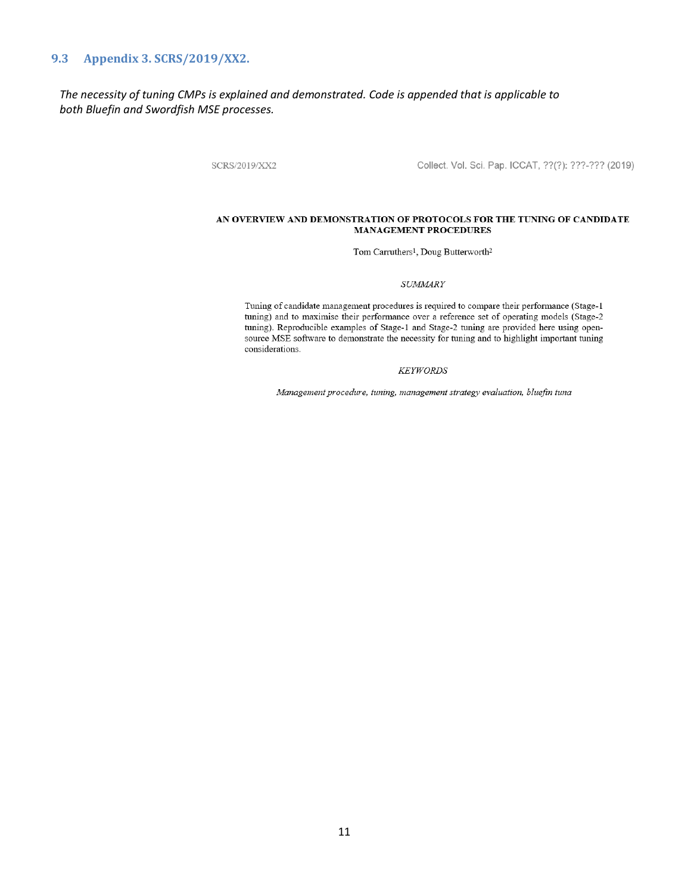## 9.3 Appendix 3. SCRS/2019/XX2.

*The necessity of tuning CMPs is explained and demonstrated. Code is appended that is applicable to both Bluefin and Swordfish MSE processes.*

SCRS/2019/XX2

# AN OVERVIEW AND DEMONSTRATION OF PROTOCOLS FOR THE TUNING OF CANDIDATE MANAGEMENT PROCEDURES

Tom Carruthers[1], Doug Butterworth[2]

*SUMMARY*

Tuning of candidate management procedures is required to compare their performance (Stage-1 tuning) and to maximise their performance over a reference set of operating models (Stage-2 tuning). Reproducible examples of Stage-1 and Stage-2 tuning are provided here using open-source MSE software to demonstrate the necessity for tuning and to highlight important tuning considerations.

*KEYWORDS*

*Management procedure, tuning, management strategy evaluation, bluefin tuna*